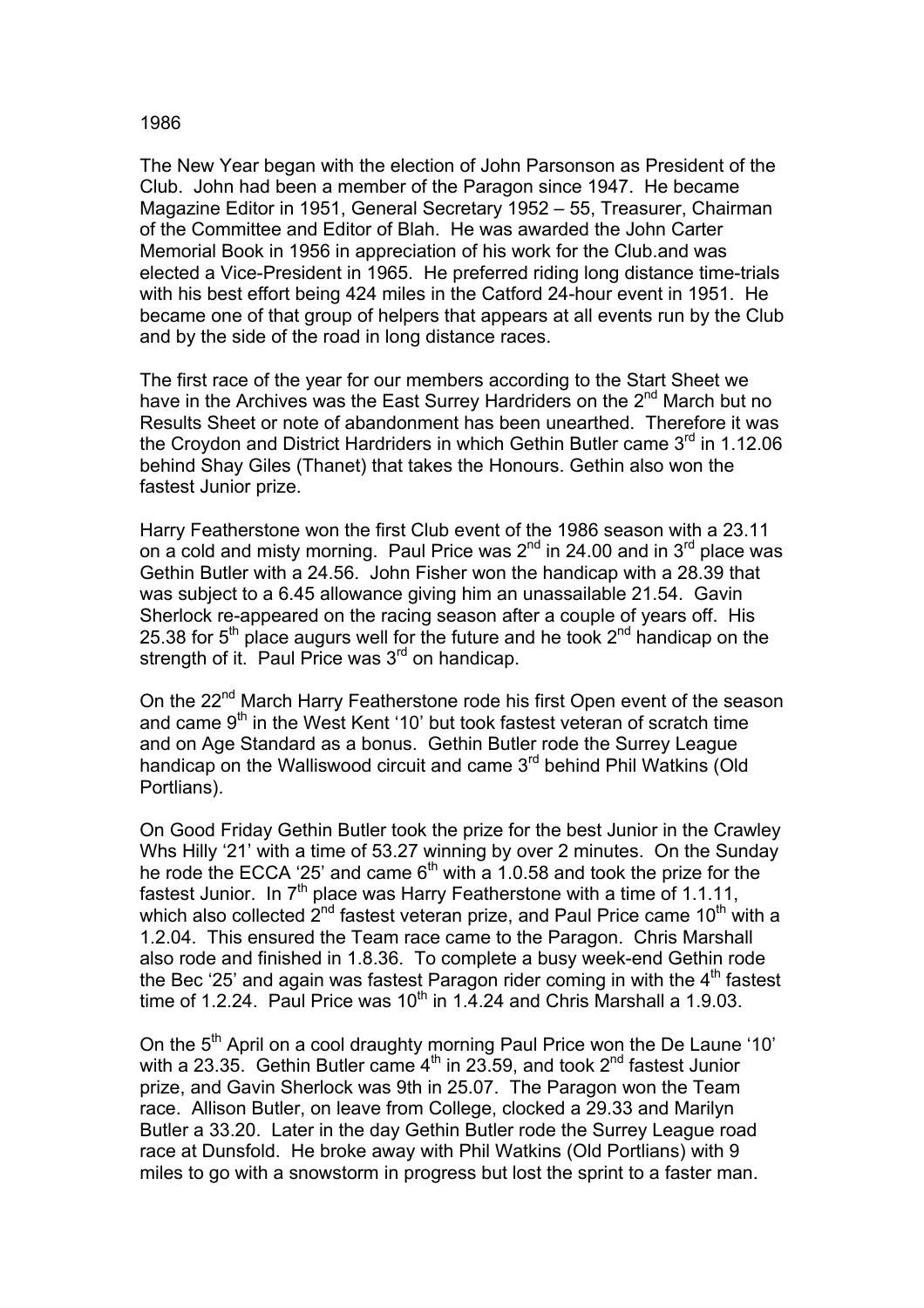# 1986

The New Year began with the election of John Parsonson as President of the Club. John had been a member of the Paragon since 1947. He became Magazine Editor in 1951, General Secretary 1952 – 55, Treasurer, Chairman of the Committee and Editor of Blah. He was awarded the John Carter Memorial Book in 1956 in appreciation of his work for the Club.and was elected a Vice-President in 1965. He preferred riding long distance time-trials with his best effort being 424 miles in the Catford 24-hour event in 1951. He became one of that group of helpers that appears at all events run by the Club and by the side of the road in long distance races.

The first race of the year for our members according to the Start Sheet we have in the Archives was the East Surrey Hardriders on the 2nd March but no Results Sheet or note of abandonment has been unearthed. Therefore it was the Croydon and District Hardriders in which Gethin Butler came 3rd in 1.12.06 behind Shay Giles (Thanet) that takes the Honours. Gethin also won the fastest Junior prize.

Harry Featherstone won the first Club event of the 1986 season with a 23.11 on a cold and misty morning. Paul Price was 2nd in 24.00 and in 3rd place was Gethin Butler with a 24.56. John Fisher won the handicap with a 28.39 that was subject to a 6.45 allowance giving him an unassailable 21.54. Gavin Sherlock re-appeared on the racing season after a couple of years off. His 25.38 for 5th place augurs well for the future and he took 2nd handicap on the strength of it. Paul Price was 3rd on handicap.

On the 22nd March Harry Featherstone rode his first Open event of the season and came 9th in the West Kent '10' but took fastest veteran of scratch time and on Age Standard as a bonus. Gethin Butler rode the Surrey League handicap on the Walliswood circuit and came 3rd behind Phil Watkins (Old Portlians).

On Good Friday Gethin Butler took the prize for the best Junior in the Crawley Whs Hilly '21' with a time of 53.27 winning by over 2 minutes. On the Sunday he rode the ECCA '25' and came 6th with a 1.0.58 and took the prize for the fastest Junior. In 7th place was Harry Featherstone with a time of 1.1.11, which also collected 2nd fastest veteran prize, and Paul Price came 10th with a 1.2.04. This ensured the Team race came to the Paragon. Chris Marshall also rode and finished in 1.8.36. To complete a busy week-end Gethin rode the Bec '25' and again was fastest Paragon rider coming in with the 4th fastest time of 1.2.24. Paul Price was 10th in 1.4.24 and Chris Marshall a 1.9.03.

On the 5th April on a cool draughty morning Paul Price won the De Laune '10' with a 23.35. Gethin Butler came 4th in 23.59, and took 2nd fastest Junior prize, and Gavin Sherlock was 9th in 25.07. The Paragon won the Team race. Allison Butler, on leave from College, clocked a 29.33 and Marilyn Butler a 33.20. Later in the day Gethin Butler rode the Surrey League road race at Dunsfold. He broke away with Phil Watkins (Old Portlians) with 9 miles to go with a snowstorm in progress but lost the sprint to a faster man.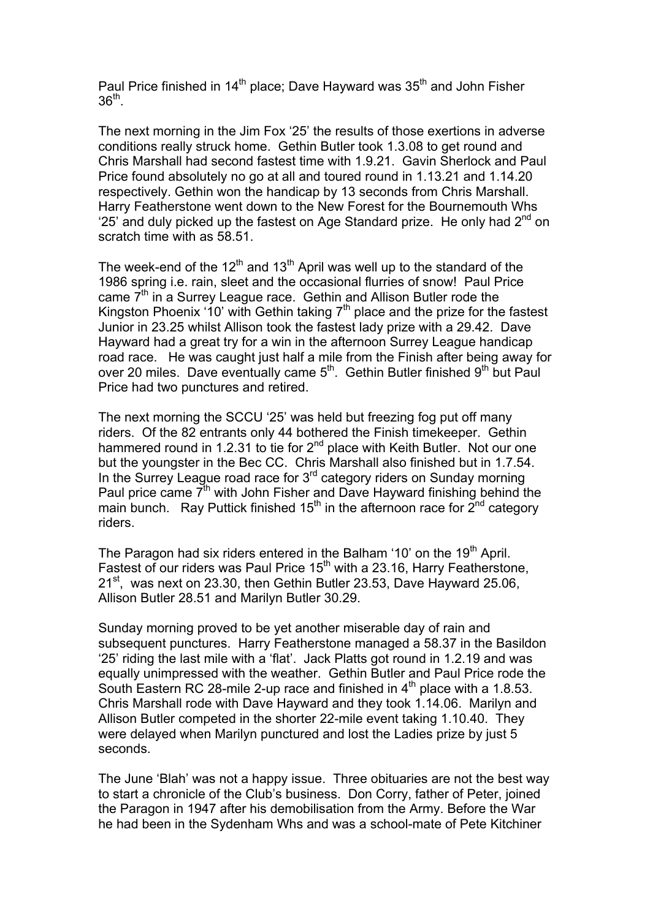Paul Price finished in 14th place; Dave Hayward was 35th and John Fisher 36th.

The next morning in the Jim Fox '25' the results of those exertions in adverse conditions really struck home. Gethin Butler took 1.3.08 to get round and Chris Marshall had second fastest time with 1.9.21. Gavin Sherlock and Paul Price found absolutely no go at all and toured round in 1.13.21 and 1.14.20 respectively. Gethin won the handicap by 13 seconds from Chris Marshall. Harry Featherstone went down to the New Forest for the Bournemouth Whs '25' and duly picked up the fastest on Age Standard prize. He only had 2nd on scratch time with as 58.51.

The week-end of the 12th and 13th April was well up to the standard of the 1986 spring i.e. rain, sleet and the occasional flurries of snow! Paul Price came 7th in a Surrey League race. Gethin and Allison Butler rode the Kingston Phoenix '10' with Gethin taking 7th place and the prize for the fastest Junior in 23.25 whilst Allison took the fastest lady prize with a 29.42. Dave Hayward had a great try for a win in the afternoon Surrey League handicap road race. He was caught just half a mile from the Finish after being away for over 20 miles. Dave eventually came 5th. Gethin Butler finished 9th but Paul Price had two punctures and retired.

The next morning the SCCU '25' was held but freezing fog put off many riders. Of the 82 entrants only 44 bothered the Finish timekeeper. Gethin hammered round in 1.2.31 to tie for 2nd place with Keith Butler. Not our one but the youngster in the Bec CC. Chris Marshall also finished but in 1.7.54. In the Surrey League road race for 3rd category riders on Sunday morning Paul price came 7th with John Fisher and Dave Hayward finishing behind the main bunch. Ray Puttick finished 15th in the afternoon race for 2nd category riders.

The Paragon had six riders entered in the Balham '10' on the 19th April. Fastest of our riders was Paul Price 15th with a 23.16, Harry Featherstone, 21st, was next on 23.30, then Gethin Butler 23.53, Dave Hayward 25.06, Allison Butler 28.51 and Marilyn Butler 30.29.

Sunday morning proved to be yet another miserable day of rain and subsequent punctures. Harry Featherstone managed a 58.37 in the Basildon '25' riding the last mile with a 'flat'. Jack Platts got round in 1.2.19 and was equally unimpressed with the weather. Gethin Butler and Paul Price rode the South Eastern RC 28-mile 2-up race and finished in 4th place with a 1.8.53. Chris Marshall rode with Dave Hayward and they took 1.14.06. Marilyn and Allison Butler competed in the shorter 22-mile event taking 1.10.40. They were delayed when Marilyn punctured and lost the Ladies prize by just 5 seconds.

The June 'Blah' was not a happy issue. Three obituaries are not the best way to start a chronicle of the Club's business. Don Corry, father of Peter, joined the Paragon in 1947 after his demobilisation from the Army. Before the War he had been in the Sydenham Whs and was a school-mate of Pete Kitchiner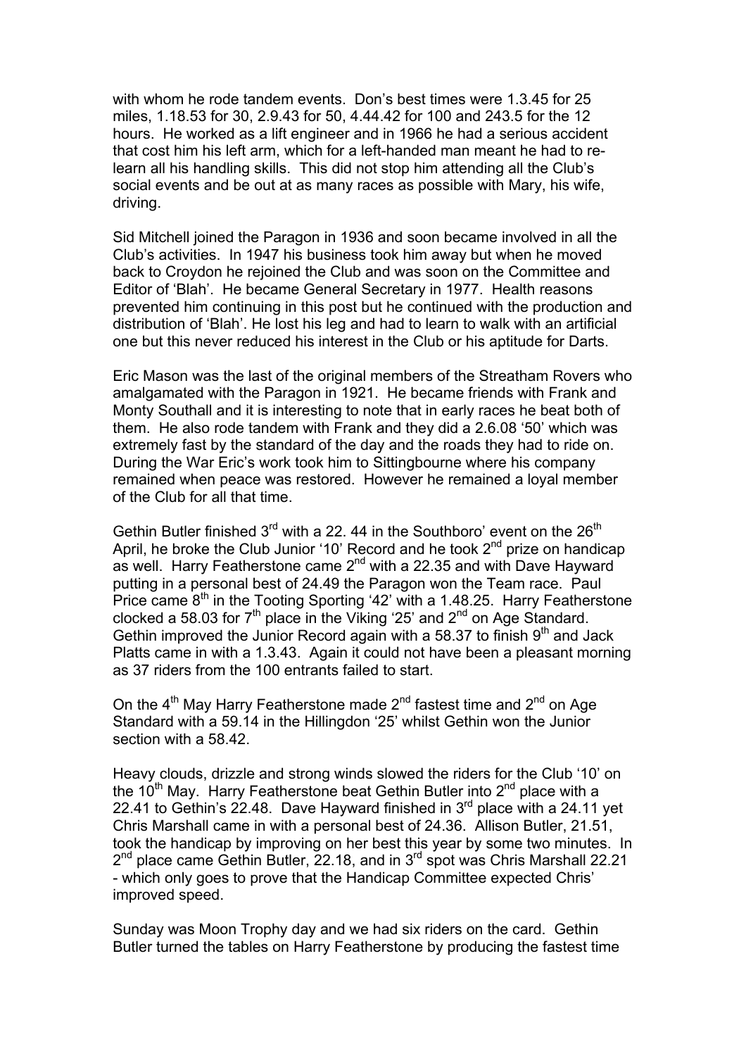with whom he rode tandem events. Don's best times were 1.3.45 for 25 miles, 1.18.53 for 30, 2.9.43 for 50, 4.44.42 for 100 and 243.5 for the 12 hours. He worked as a lift engineer and in 1966 he had a serious accident that cost him his left arm, which for a left-handed man meant he had to re-learn all his handling skills. This did not stop him attending all the Club's social events and be out at as many races as possible with Mary, his wife, driving.

Sid Mitchell joined the Paragon in 1936 and soon became involved in all the Club's activities. In 1947 his business took him away but when he moved back to Croydon he rejoined the Club and was soon on the Committee and Editor of 'Blah'. He became General Secretary in 1977. Health reasons prevented him continuing in this post but he continued with the production and distribution of 'Blah'. He lost his leg and had to learn to walk with an artificial one but this never reduced his interest in the Club or his aptitude for Darts.

Eric Mason was the last of the original members of the Streatham Rovers who amalgamated with the Paragon in 1921. He became friends with Frank and Monty Southall and it is interesting to note that in early races he beat both of them. He also rode tandem with Frank and they did a 2.6.08 '50' which was extremely fast by the standard of the day and the roads they had to ride on. During the War Eric's work took him to Sittingbourne where his company remained when peace was restored. However he remained a loyal member of the Club for all that time.

Gethin Butler finished 3rd with a 22. 44 in the Southboro' event on the 26th April, he broke the Club Junior '10' Record and he took 2nd prize on handicap as well. Harry Featherstone came 2nd with a 22.35 and with Dave Hayward putting in a personal best of 24.49 the Paragon won the Team race. Paul Price came 8th in the Tooting Sporting '42' with a 1.48.25. Harry Featherstone clocked a 58.03 for 7th place in the Viking '25' and 2nd on Age Standard. Gethin improved the Junior Record again with a 58.37 to finish 9th and Jack Platts came in with a 1.3.43. Again it could not have been a pleasant morning as 37 riders from the 100 entrants failed to start.

On the 4th May Harry Featherstone made 2nd fastest time and 2nd on Age Standard with a 59.14 in the Hillingdon '25' whilst Gethin won the Junior section with a 58.42.

Heavy clouds, drizzle and strong winds slowed the riders for the Club '10' on the 10th May. Harry Featherstone beat Gethin Butler into 2nd place with a 22.41 to Gethin's 22.48. Dave Hayward finished in 3rd place with a 24.11 yet Chris Marshall came in with a personal best of 24.36. Allison Butler, 21.51, took the handicap by improving on her best this year by some two minutes. In 2nd place came Gethin Butler, 22.18, and in 3rd spot was Chris Marshall 22.21 - which only goes to prove that the Handicap Committee expected Chris' improved speed.

Sunday was Moon Trophy day and we had six riders on the card. Gethin Butler turned the tables on Harry Featherstone by producing the fastest time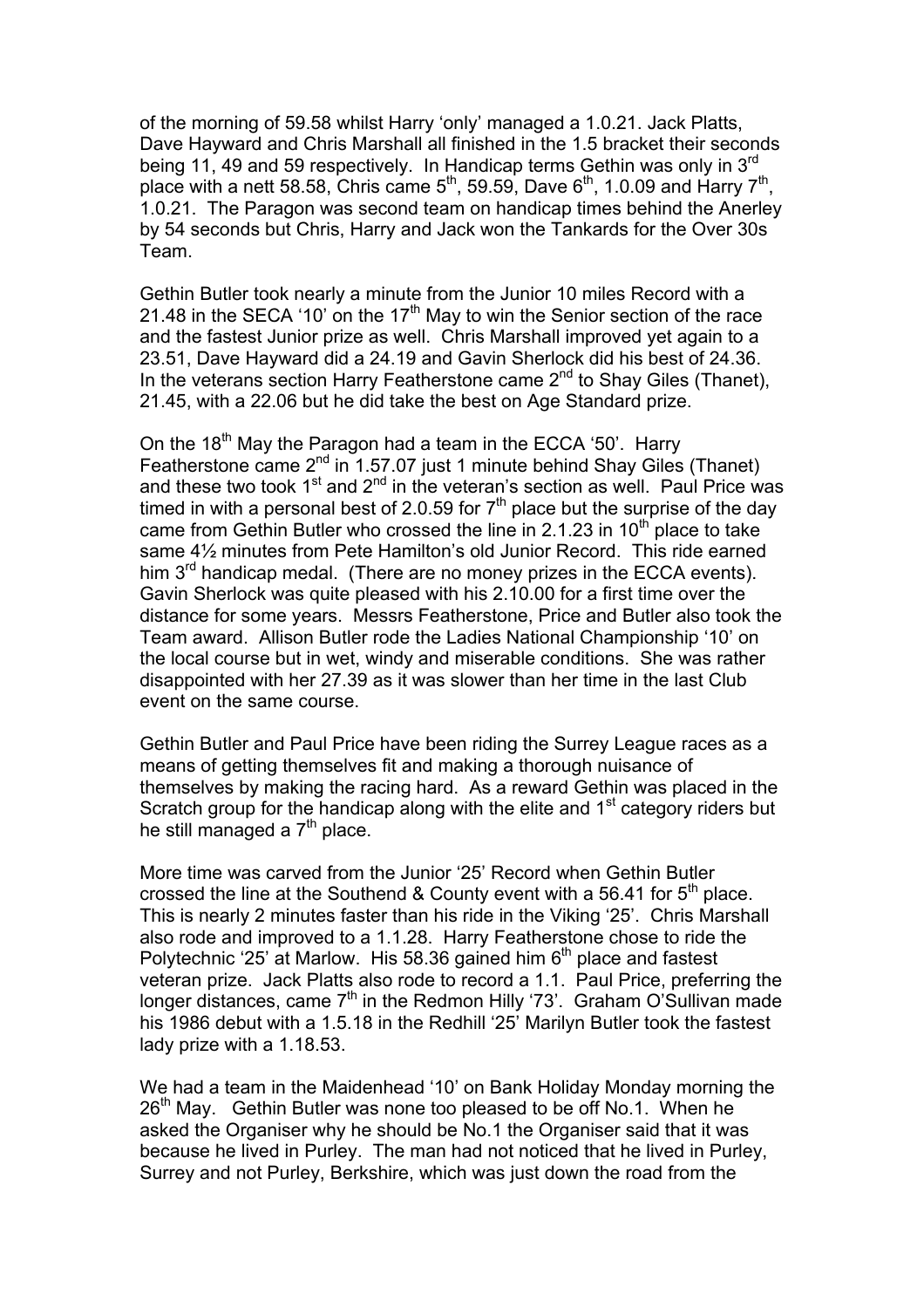of the morning of 59.58 whilst Harry 'only' managed a 1.0.21. Jack Platts, Dave Hayward and Chris Marshall all finished in the 1.5 bracket their seconds being 11, 49 and 59 respectively. In Handicap terms Gethin was only in 3rd place with a nett 58.58, Chris came 5th, 59.59, Dave 6th, 1.0.09 and Harry 7th, 1.0.21. The Paragon was second team on handicap times behind the Anerley by 54 seconds but Chris, Harry and Jack won the Tankards for the Over 30s Team.

Gethin Butler took nearly a minute from the Junior 10 miles Record with a 21.48 in the SECA '10' on the 17th May to win the Senior section of the race and the fastest Junior prize as well. Chris Marshall improved yet again to a 23.51, Dave Hayward did a 24.19 and Gavin Sherlock did his best of 24.36. In the veterans section Harry Featherstone came 2nd to Shay Giles (Thanet), 21.45, with a 22.06 but he did take the best on Age Standard prize.

On the 18th May the Paragon had a team in the ECCA '50'. Harry Featherstone came 2nd in 1.57.07 just 1 minute behind Shay Giles (Thanet) and these two took 1st and 2nd in the veteran's section as well. Paul Price was timed in with a personal best of 2.0.59 for 7th place but the surprise of the day came from Gethin Butler who crossed the line in 2.1.23 in 10th place to take same 4½ minutes from Pete Hamilton's old Junior Record. This ride earned him 3rd handicap medal. (There are no money prizes in the ECCA events). Gavin Sherlock was quite pleased with his 2.10.00 for a first time over the distance for some years. Messrs Featherstone, Price and Butler also took the Team award. Allison Butler rode the Ladies National Championship '10' on the local course but in wet, windy and miserable conditions. She was rather disappointed with her 27.39 as it was slower than her time in the last Club event on the same course.

Gethin Butler and Paul Price have been riding the Surrey League races as a means of getting themselves fit and making a thorough nuisance of themselves by making the racing hard. As a reward Gethin was placed in the Scratch group for the handicap along with the elite and 1st category riders but he still managed a 7th place.

More time was carved from the Junior '25' Record when Gethin Butler crossed the line at the Southend & County event with a 56.41 for 5th place. This is nearly 2 minutes faster than his ride in the Viking '25'. Chris Marshall also rode and improved to a 1.1.28. Harry Featherstone chose to ride the Polytechnic '25' at Marlow. His 58.36 gained him 6th place and fastest veteran prize. Jack Platts also rode to record a 1.1. Paul Price, preferring the longer distances, came 7th in the Redmon Hilly '73'. Graham O'Sullivan made his 1986 debut with a 1.5.18 in the Redhill '25' Marilyn Butler took the fastest lady prize with a 1.18.53.

We had a team in the Maidenhead '10' on Bank Holiday Monday morning the 26th May. Gethin Butler was none too pleased to be off No.1. When he asked the Organiser why he should be No.1 the Organiser said that it was because he lived in Purley. The man had not noticed that he lived in Purley, Surrey and not Purley, Berkshire, which was just down the road from the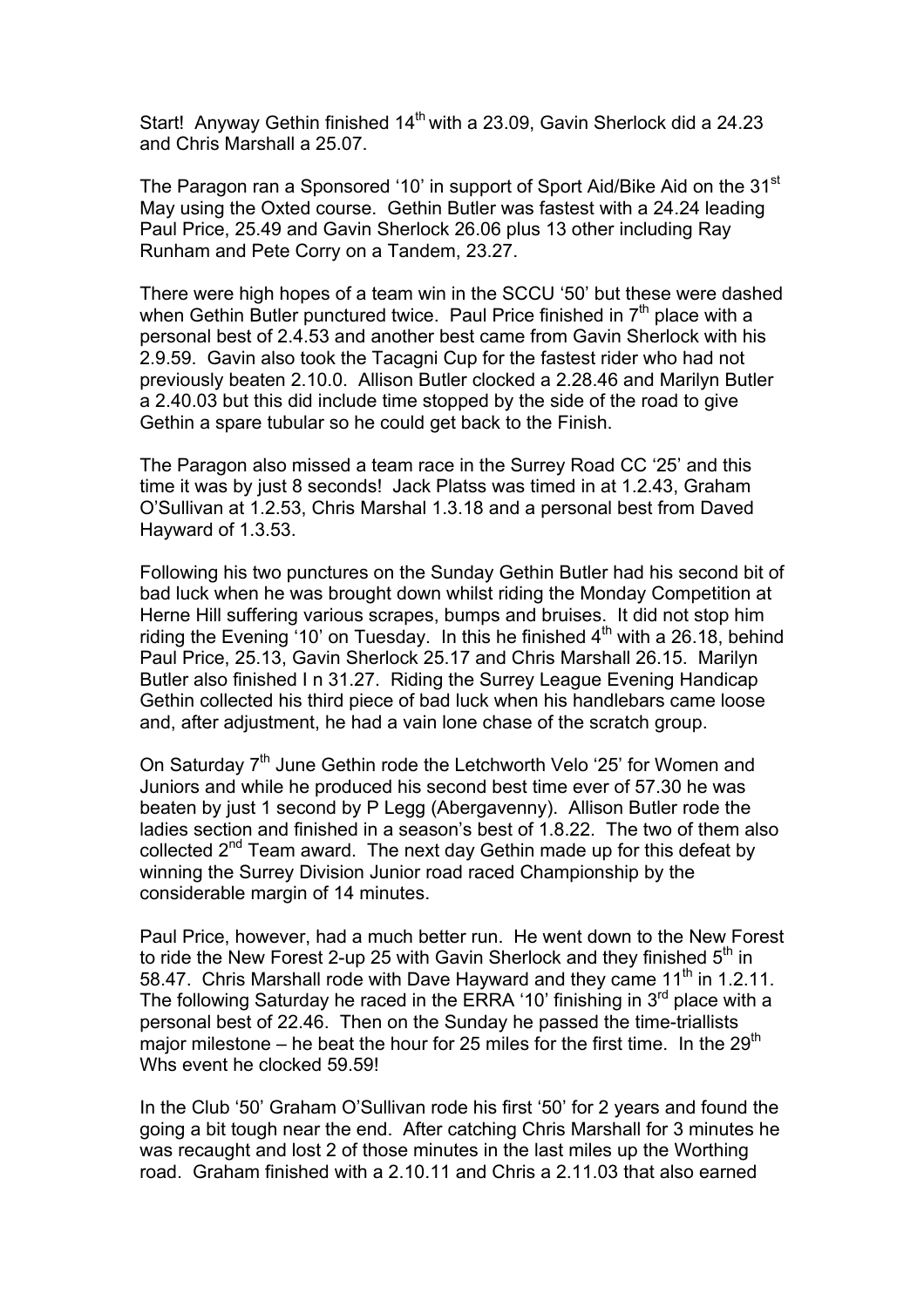Start! Anyway Gethin finished 14th with a 23.09, Gavin Sherlock did a 24.23 and Chris Marshall a 25.07.

The Paragon ran a Sponsored '10' in support of Sport Aid/Bike Aid on the 31st May using the Oxted course. Gethin Butler was fastest with a 24.24 leading Paul Price, 25.49 and Gavin Sherlock 26.06 plus 13 other including Ray Runham and Pete Corry on a Tandem, 23.27.

There were high hopes of a team win in the SCCU '50' but these were dashed when Gethin Butler punctured twice. Paul Price finished in 7th place with a personal best of 2.4.53 and another best came from Gavin Sherlock with his 2.9.59. Gavin also took the Tacagni Cup for the fastest rider who had not previously beaten 2.10.0. Allison Butler clocked a 2.28.46 and Marilyn Butler a 2.40.03 but this did include time stopped by the side of the road to give Gethin a spare tubular so he could get back to the Finish.

The Paragon also missed a team race in the Surrey Road CC '25' and this time it was by just 8 seconds! Jack Platss was timed in at 1.2.43, Graham O'Sullivan at 1.2.53, Chris Marshal 1.3.18 and a personal best from Daved Hayward of 1.3.53.

Following his two punctures on the Sunday Gethin Butler had his second bit of bad luck when he was brought down whilst riding the Monday Competition at Herne Hill suffering various scrapes, bumps and bruises. It did not stop him riding the Evening '10' on Tuesday. In this he finished 4th with a 26.18, behind Paul Price, 25.13, Gavin Sherlock 25.17 and Chris Marshall 26.15. Marilyn Butler also finished I n 31.27. Riding the Surrey League Evening Handicap Gethin collected his third piece of bad luck when his handlebars came loose and, after adjustment, he had a vain lone chase of the scratch group.

On Saturday 7th June Gethin rode the Letchworth Velo '25' for Women and Juniors and while he produced his second best time ever of 57.30 he was beaten by just 1 second by P Legg (Abergavenny). Allison Butler rode the ladies section and finished in a season's best of 1.8.22. The two of them also collected 2nd Team award. The next day Gethin made up for this defeat by winning the Surrey Division Junior road raced Championship by the considerable margin of 14 minutes.

Paul Price, however, had a much better run. He went down to the New Forest to ride the New Forest 2-up 25 with Gavin Sherlock and they finished 5th in 58.47. Chris Marshall rode with Dave Hayward and they came 11th in 1.2.11. The following Saturday he raced in the ERRA '10' finishing in 3rd place with a personal best of 22.46. Then on the Sunday he passed the time-triallists major milestone – he beat the hour for 25 miles for the first time. In the 29th Whs event he clocked 59.59!

In the Club '50' Graham O'Sullivan rode his first '50' for 2 years and found the going a bit tough near the end. After catching Chris Marshall for 3 minutes he was recaught and lost 2 of those minutes in the last miles up the Worthing road. Graham finished with a 2.10.11 and Chris a 2.11.03 that also earned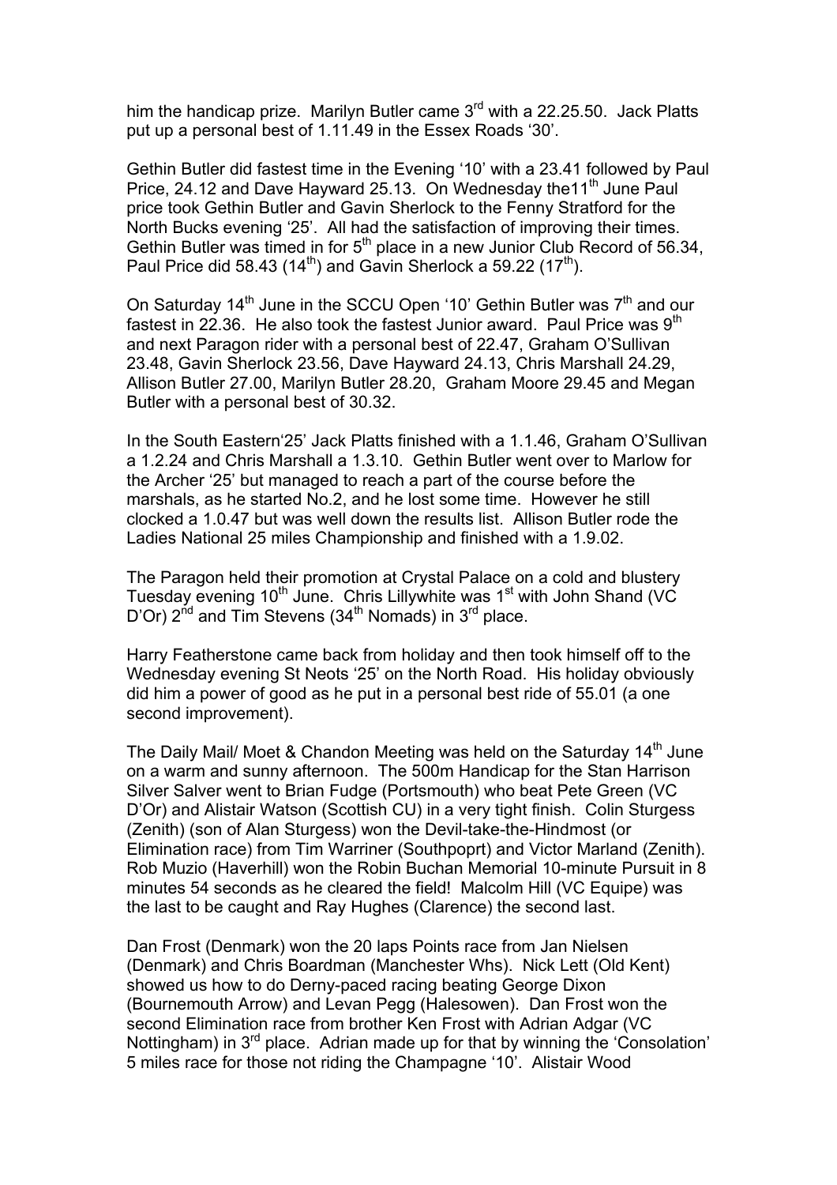him the handicap prize. Marilyn Butler came 3rd with a 22.25.50. Jack Platts put up a personal best of 1.11.49 in the Essex Roads '30'.

Gethin Butler did fastest time in the Evening '10' with a 23.41 followed by Paul Price, 24.12 and Dave Hayward 25.13. On Wednesday the11th June Paul price took Gethin Butler and Gavin Sherlock to the Fenny Stratford for the North Bucks evening '25'. All had the satisfaction of improving their times. Gethin Butler was timed in for 5th place in a new Junior Club Record of 56.34, Paul Price did 58.43 (14th) and Gavin Sherlock a 59.22 (17th).

On Saturday 14th June in the SCCU Open '10' Gethin Butler was 7th and our fastest in 22.36. He also took the fastest Junior award. Paul Price was 9th and next Paragon rider with a personal best of 22.47, Graham O'Sullivan 23.48, Gavin Sherlock 23.56, Dave Hayward 24.13, Chris Marshall 24.29, Allison Butler 27.00, Marilyn Butler 28.20, Graham Moore 29.45 and Megan Butler with a personal best of 30.32.

In the South Eastern'25' Jack Platts finished with a 1.1.46, Graham O'Sullivan a 1.2.24 and Chris Marshall a 1.3.10. Gethin Butler went over to Marlow for the Archer '25' but managed to reach a part of the course before the marshals, as he started No.2, and he lost some time. However he still clocked a 1.0.47 but was well down the results list. Allison Butler rode the Ladies National 25 miles Championship and finished with a 1.9.02.

The Paragon held their promotion at Crystal Palace on a cold and blustery Tuesday evening 10th June. Chris Lillywhite was 1st with John Shand (VC D'Or) 2nd and Tim Stevens (34th Nomads) in 3rd place.

Harry Featherstone came back from holiday and then took himself off to the Wednesday evening St Neots '25' on the North Road. His holiday obviously did him a power of good as he put in a personal best ride of 55.01 (a one second improvement).

The Daily Mail/ Moet & Chandon Meeting was held on the Saturday 14th June on a warm and sunny afternoon. The 500m Handicap for the Stan Harrison Silver Salver went to Brian Fudge (Portsmouth) who beat Pete Green (VC D'Or) and Alistair Watson (Scottish CU) in a very tight finish. Colin Sturgess (Zenith) (son of Alan Sturgess) won the Devil-take-the-Hindmost (or Elimination race) from Tim Warriner (Southpoprt) and Victor Marland (Zenith). Rob Muzio (Haverhill) won the Robin Buchan Memorial 10-minute Pursuit in 8 minutes 54 seconds as he cleared the field! Malcolm Hill (VC Equipe) was the last to be caught and Ray Hughes (Clarence) the second last.

Dan Frost (Denmark) won the 20 laps Points race from Jan Nielsen (Denmark) and Chris Boardman (Manchester Whs). Nick Lett (Old Kent) showed us how to do Derny-paced racing beating George Dixon (Bournemouth Arrow) and Levan Pegg (Halesowen). Dan Frost won the second Elimination race from brother Ken Frost with Adrian Adgar (VC Nottingham) in 3rd place. Adrian made up for that by winning the 'Consolation' 5 miles race for those not riding the Champagne '10'. Alistair Wood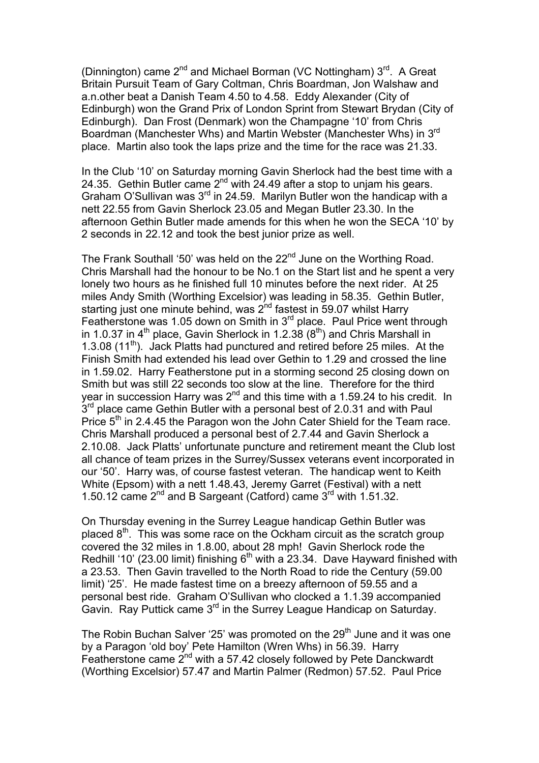(Dinnington) came 2nd and Michael Borman (VC Nottingham) 3rd. A Great Britain Pursuit Team of Gary Coltman, Chris Boardman, Jon Walshaw and a.n.other beat a Danish Team 4.50 to 4.58. Eddy Alexander (City of Edinburgh) won the Grand Prix of London Sprint from Stewart Brydan (City of Edinburgh). Dan Frost (Denmark) won the Champagne '10' from Chris Boardman (Manchester Whs) and Martin Webster (Manchester Whs) in 3rd place. Martin also took the laps prize and the time for the race was 21.33.

In the Club '10' on Saturday morning Gavin Sherlock had the best time with a 24.35. Gethin Butler came 2nd with 24.49 after a stop to unjam his gears. Graham O'Sullivan was 3rd in 24.59. Marilyn Butler won the handicap with a nett 22.55 from Gavin Sherlock 23.05 and Megan Butler 23.30. In the afternoon Gethin Butler made amends for this when he won the SECA '10' by 2 seconds in 22.12 and took the best junior prize as well.

The Frank Southall '50' was held on the 22nd June on the Worthing Road. Chris Marshall had the honour to be No.1 on the Start list and he spent a very lonely two hours as he finished full 10 minutes before the next rider. At 25 miles Andy Smith (Worthing Excelsior) was leading in 58.35. Gethin Butler, starting just one minute behind, was 2nd fastest in 59.07 whilst Harry Featherstone was 1.05 down on Smith in 3rd place. Paul Price went through in 1.0.37 in 4th place, Gavin Sherlock in 1.2.38 (8th) and Chris Marshall in 1.3.08 (11th). Jack Platts had punctured and retired before 25 miles. At the Finish Smith had extended his lead over Gethin to 1.29 and crossed the line in 1.59.02. Harry Featherstone put in a storming second 25 closing down on Smith but was still 22 seconds too slow at the line. Therefore for the third year in succession Harry was 2nd and this time with a 1.59.24 to his credit. In 3rd place came Gethin Butler with a personal best of 2.0.31 and with Paul Price 5th in 2.4.45 the Paragon won the John Cater Shield for the Team race. Chris Marshall produced a personal best of 2.7.44 and Gavin Sherlock a 2.10.08. Jack Platts' unfortunate puncture and retirement meant the Club lost all chance of team prizes in the Surrey/Sussex veterans event incorporated in our '50'. Harry was, of course fastest veteran. The handicap went to Keith White (Epsom) with a nett 1.48.43, Jeremy Garret (Festival) with a nett 1.50.12 came 2nd and B Sargeant (Catford) came 3rd with 1.51.32.

On Thursday evening in the Surrey League handicap Gethin Butler was placed 8th. This was some race on the Ockham circuit as the scratch group covered the 32 miles in 1.8.00, about 28 mph! Gavin Sherlock rode the Redhill '10' (23.00 limit) finishing 6th with a 23.34. Dave Hayward finished with a 23.53. Then Gavin travelled to the North Road to ride the Century (59.00 limit) '25'. He made fastest time on a breezy afternoon of 59.55 and a personal best ride. Graham O'Sullivan who clocked a 1.1.39 accompanied Gavin. Ray Puttick came 3rd in the Surrey League Handicap on Saturday.

The Robin Buchan Salver '25' was promoted on the 29th June and it was one by a Paragon 'old boy' Pete Hamilton (Wren Whs) in 56.39. Harry Featherstone came 2nd with a 57.42 closely followed by Pete Danckwardt (Worthing Excelsior) 57.47 and Martin Palmer (Redmon) 57.52. Paul Price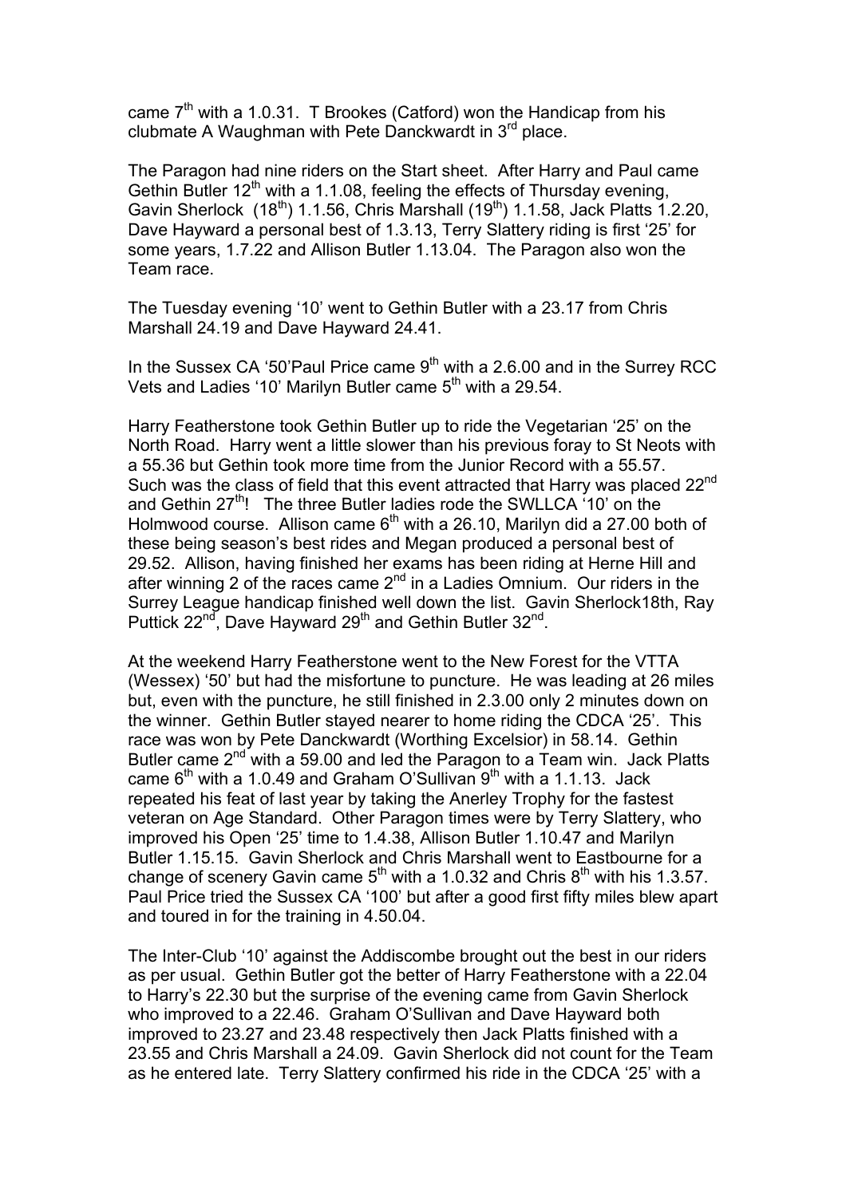came 7th with a 1.0.31. T Brookes (Catford) won the Handicap from his clubmate A Waughman with Pete Danckwardt in 3rd place.

The Paragon had nine riders on the Start sheet. After Harry and Paul came Gethin Butler 12th with a 1.1.08, feeling the effects of Thursday evening, Gavin Sherlock (18th) 1.1.56, Chris Marshall (19th) 1.1.58, Jack Platts 1.2.20, Dave Hayward a personal best of 1.3.13, Terry Slattery riding is first '25' for some years, 1.7.22 and Allison Butler 1.13.04. The Paragon also won the Team race.

The Tuesday evening '10' went to Gethin Butler with a 23.17 from Chris Marshall 24.19 and Dave Hayward 24.41.

In the Sussex CA '50'Paul Price came 9th with a 2.6.00 and in the Surrey RCC Vets and Ladies '10' Marilyn Butler came 5th with a 29.54.

Harry Featherstone took Gethin Butler up to ride the Vegetarian '25' on the North Road. Harry went a little slower than his previous foray to St Neots with a 55.36 but Gethin took more time from the Junior Record with a 55.57. Such was the class of field that this event attracted that Harry was placed 22nd and Gethin 27th! The three Butler ladies rode the SWLLCA '10' on the Holmwood course. Allison came 6th with a 26.10, Marilyn did a 27.00 both of these being season's best rides and Megan produced a personal best of 29.52. Allison, having finished her exams has been riding at Herne Hill and after winning 2 of the races came 2nd in a Ladies Omnium. Our riders in the Surrey League handicap finished well down the list. Gavin Sherlock18th, Ray Puttick 22nd, Dave Hayward 29th and Gethin Butler 32nd.

At the weekend Harry Featherstone went to the New Forest for the VTTA (Wessex) '50' but had the misfortune to puncture. He was leading at 26 miles but, even with the puncture, he still finished in 2.3.00 only 2 minutes down on the winner. Gethin Butler stayed nearer to home riding the CDCA '25'. This race was won by Pete Danckwardt (Worthing Excelsior) in 58.14. Gethin Butler came 2nd with a 59.00 and led the Paragon to a Team win. Jack Platts came 6th with a 1.0.49 and Graham O'Sullivan 9th with a 1.1.13. Jack repeated his feat of last year by taking the Anerley Trophy for the fastest veteran on Age Standard. Other Paragon times were by Terry Slattery, who improved his Open '25' time to 1.4.38, Allison Butler 1.10.47 and Marilyn Butler 1.15.15. Gavin Sherlock and Chris Marshall went to Eastbourne for a change of scenery Gavin came 5th with a 1.0.32 and Chris 8th with his 1.3.57. Paul Price tried the Sussex CA '100' but after a good first fifty miles blew apart and toured in for the training in 4.50.04.

The Inter-Club '10' against the Addiscombe brought out the best in our riders as per usual. Gethin Butler got the better of Harry Featherstone with a 22.04 to Harry's 22.30 but the surprise of the evening came from Gavin Sherlock who improved to a 22.46. Graham O'Sullivan and Dave Hayward both improved to 23.27 and 23.48 respectively then Jack Platts finished with a 23.55 and Chris Marshall a 24.09. Gavin Sherlock did not count for the Team as he entered late. Terry Slattery confirmed his ride in the CDCA '25' with a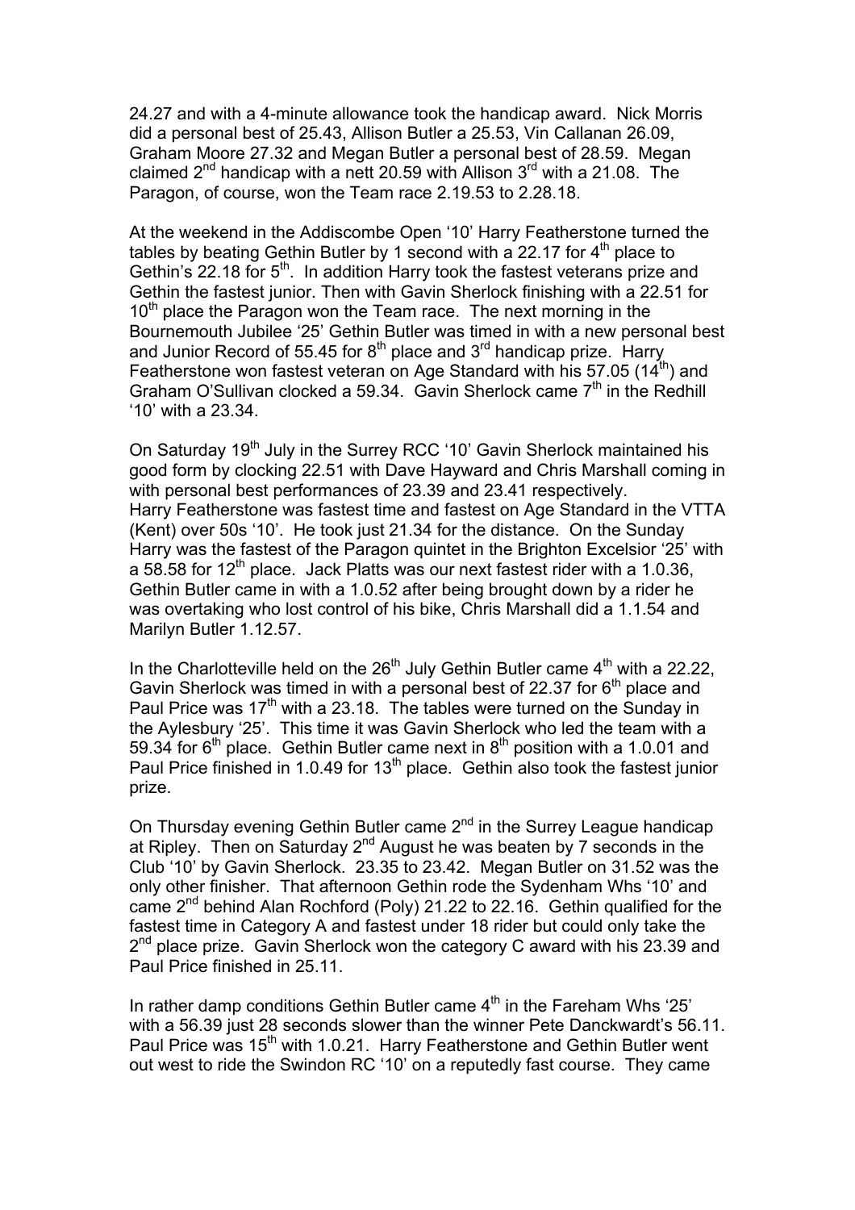24.27 and with a 4-minute allowance took the handicap award. Nick Morris did a personal best of 25.43, Allison Butler a 25.53, Vin Callanan 26.09, Graham Moore 27.32 and Megan Butler a personal best of 28.59. Megan claimed 2nd handicap with a nett 20.59 with Allison 3rd with a 21.08. The Paragon, of course, won the Team race 2.19.53 to 2.28.18.

At the weekend in the Addiscombe Open '10' Harry Featherstone turned the tables by beating Gethin Butler by 1 second with a 22.17 for 4th place to Gethin's 22.18 for 5th. In addition Harry took the fastest veterans prize and Gethin the fastest junior. Then with Gavin Sherlock finishing with a 22.51 for 10th place the Paragon won the Team race. The next morning in the Bournemouth Jubilee '25' Gethin Butler was timed in with a new personal best and Junior Record of 55.45 for 8th place and 3rd handicap prize. Harry Featherstone won fastest veteran on Age Standard with his 57.05 (14th) and Graham O'Sullivan clocked a 59.34. Gavin Sherlock came 7th in the Redhill '10' with a 23.34.

On Saturday 19th July in the Surrey RCC '10' Gavin Sherlock maintained his good form by clocking 22.51 with Dave Hayward and Chris Marshall coming in with personal best performances of 23.39 and 23.41 respectively. Harry Featherstone was fastest time and fastest on Age Standard in the VTTA (Kent) over 50s '10'. He took just 21.34 for the distance. On the Sunday Harry was the fastest of the Paragon quintet in the Brighton Excelsior '25' with a 58.58 for 12th place. Jack Platts was our next fastest rider with a 1.0.36, Gethin Butler came in with a 1.0.52 after being brought down by a rider he was overtaking who lost control of his bike, Chris Marshall did a 1.1.54 and Marilyn Butler 1.12.57.

In the Charlotteville held on the 26th July Gethin Butler came 4th with a 22.22, Gavin Sherlock was timed in with a personal best of 22.37 for 6th place and Paul Price was 17th with a 23.18. The tables were turned on the Sunday in the Aylesbury '25'. This time it was Gavin Sherlock who led the team with a 59.34 for 6th place. Gethin Butler came next in 8th position with a 1.0.01 and Paul Price finished in 1.0.49 for 13th place. Gethin also took the fastest junior prize.

On Thursday evening Gethin Butler came 2nd in the Surrey League handicap at Ripley. Then on Saturday 2nd August he was beaten by 7 seconds in the Club '10' by Gavin Sherlock. 23.35 to 23.42. Megan Butler on 31.52 was the only other finisher. That afternoon Gethin rode the Sydenham Whs '10' and came 2nd behind Alan Rochford (Poly) 21.22 to 22.16. Gethin qualified for the fastest time in Category A and fastest under 18 rider but could only take the 2nd place prize. Gavin Sherlock won the category C award with his 23.39 and Paul Price finished in 25.11.

In rather damp conditions Gethin Butler came 4th in the Fareham Whs '25' with a 56.39 just 28 seconds slower than the winner Pete Danckwardt's 56.11. Paul Price was 15th with 1.0.21. Harry Featherstone and Gethin Butler went out west to ride the Swindon RC '10' on a reputedly fast course. They came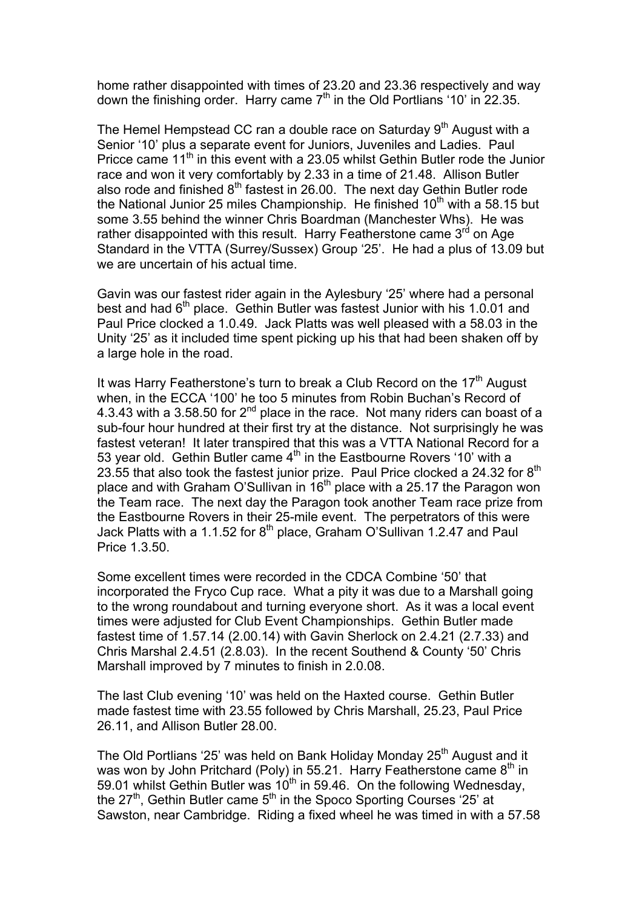home rather disappointed with times of 23.20 and 23.36 respectively and way down the finishing order. Harry came 7th in the Old Portlians '10' in 22.35.

The Hemel Hempstead CC ran a double race on Saturday 9th August with a Senior '10' plus a separate event for Juniors, Juveniles and Ladies. Paul Pricce came 11th in this event with a 23.05 whilst Gethin Butler rode the Junior race and won it very comfortably by 2.33 in a time of 21.48. Allison Butler also rode and finished 8th fastest in 26.00. The next day Gethin Butler rode the National Junior 25 miles Championship. He finished 10th with a 58.15 but some 3.55 behind the winner Chris Boardman (Manchester Whs). He was rather disappointed with this result. Harry Featherstone came 3rd on Age Standard in the VTTA (Surrey/Sussex) Group '25'. He had a plus of 13.09 but we are uncertain of his actual time.

Gavin was our fastest rider again in the Aylesbury '25' where had a personal best and had 6th place. Gethin Butler was fastest Junior with his 1.0.01 and Paul Price clocked a 1.0.49. Jack Platts was well pleased with a 58.03 in the Unity '25' as it included time spent picking up his that had been shaken off by a large hole in the road.

It was Harry Featherstone's turn to break a Club Record on the 17th August when, in the ECCA '100' he too 5 minutes from Robin Buchan's Record of 4.3.43 with a 3.58.50 for 2nd place in the race. Not many riders can boast of a sub-four hour hundred at their first try at the distance. Not surprisingly he was fastest veteran! It later transpired that this was a VTTA National Record for a 53 year old. Gethin Butler came 4th in the Eastbourne Rovers '10' with a 23.55 that also took the fastest junior prize. Paul Price clocked a 24.32 for 8th place and with Graham O'Sullivan in 16th place with a 25.17 the Paragon won the Team race. The next day the Paragon took another Team race prize from the Eastbourne Rovers in their 25-mile event. The perpetrators of this were Jack Platts with a 1.1.52 for 8th place, Graham O'Sullivan 1.2.47 and Paul Price 1.3.50.

Some excellent times were recorded in the CDCA Combine '50' that incorporated the Fryco Cup race. What a pity it was due to a Marshall going to the wrong roundabout and turning everyone short. As it was a local event times were adjusted for Club Event Championships. Gethin Butler made fastest time of 1.57.14 (2.00.14) with Gavin Sherlock on 2.4.21 (2.7.33) and Chris Marshal 2.4.51 (2.8.03). In the recent Southend & County '50' Chris Marshall improved by 7 minutes to finish in 2.0.08.

The last Club evening '10' was held on the Haxted course. Gethin Butler made fastest time with 23.55 followed by Chris Marshall, 25.23, Paul Price 26.11, and Allison Butler 28.00.

The Old Portlians '25' was held on Bank Holiday Monday 25th August and it was won by John Pritchard (Poly) in 55.21. Harry Featherstone came 8th in 59.01 whilst Gethin Butler was 10th in 59.46. On the following Wednesday, the 27th, Gethin Butler came 5th in the Spoco Sporting Courses '25' at Sawston, near Cambridge. Riding a fixed wheel he was timed in with a 57.58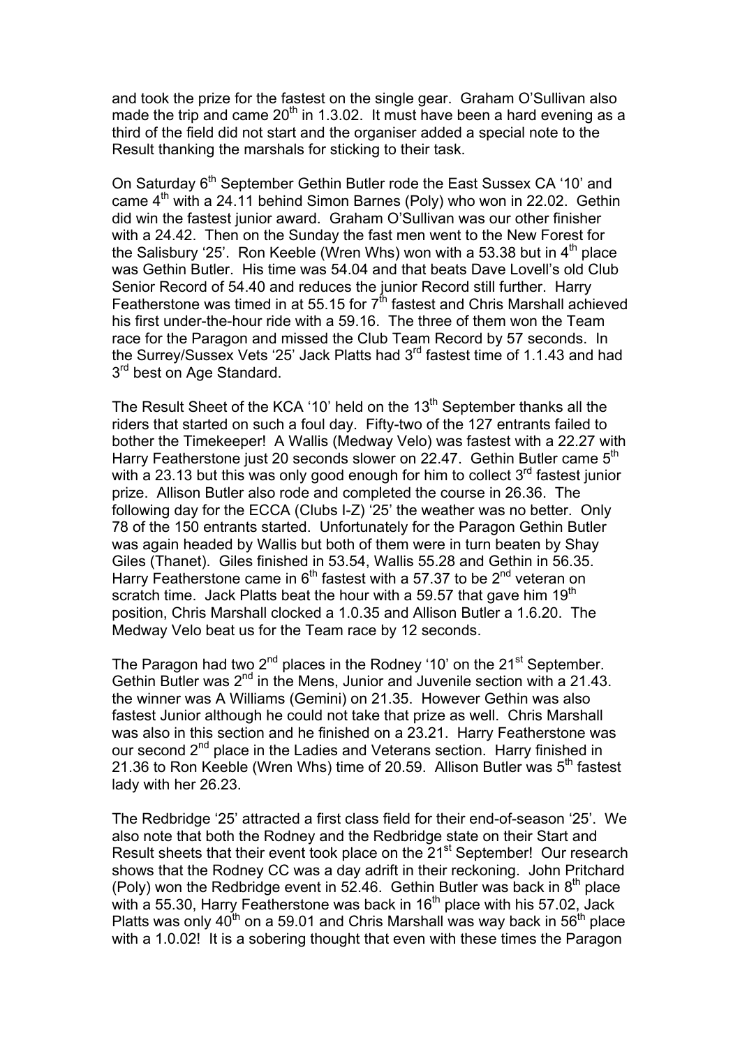and took the prize for the fastest on the single gear. Graham O'Sullivan also made the trip and came 20th in 1.3.02. It must have been a hard evening as a third of the field did not start and the organiser added a special note to the Result thanking the marshals for sticking to their task.

On Saturday 6th September Gethin Butler rode the East Sussex CA '10' and came 4th with a 24.11 behind Simon Barnes (Poly) who won in 22.02. Gethin did win the fastest junior award. Graham O'Sullivan was our other finisher with a 24.42. Then on the Sunday the fast men went to the New Forest for the Salisbury '25'. Ron Keeble (Wren Whs) won with a 53.38 but in 4th place was Gethin Butler. His time was 54.04 and that beats Dave Lovell's old Club Senior Record of 54.40 and reduces the junior Record still further. Harry Featherstone was timed in at 55.15 for 7th fastest and Chris Marshall achieved his first under-the-hour ride with a 59.16. The three of them won the Team race for the Paragon and missed the Club Team Record by 57 seconds. In the Surrey/Sussex Vets '25' Jack Platts had 3rd fastest time of 1.1.43 and had 3rd best on Age Standard.

The Result Sheet of the KCA '10' held on the 13th September thanks all the riders that started on such a foul day. Fifty-two of the 127 entrants failed to bother the Timekeeper! A Wallis (Medway Velo) was fastest with a 22.27 with Harry Featherstone just 20 seconds slower on 22.47. Gethin Butler came 5th with a 23.13 but this was only good enough for him to collect 3rd fastest junior prize. Allison Butler also rode and completed the course in 26.36. The following day for the ECCA (Clubs I-Z) '25' the weather was no better. Only 78 of the 150 entrants started. Unfortunately for the Paragon Gethin Butler was again headed by Wallis but both of them were in turn beaten by Shay Giles (Thanet). Giles finished in 53.54, Wallis 55.28 and Gethin in 56.35. Harry Featherstone came in 6th fastest with a 57.37 to be 2nd veteran on scratch time. Jack Platts beat the hour with a 59.57 that gave him 19th position, Chris Marshall clocked a 1.0.35 and Allison Butler a 1.6.20. The Medway Velo beat us for the Team race by 12 seconds.

The Paragon had two 2nd places in the Rodney '10' on the 21st September. Gethin Butler was 2nd in the Mens, Junior and Juvenile section with a 21.43. the winner was A Williams (Gemini) on 21.35. However Gethin was also fastest Junior although he could not take that prize as well. Chris Marshall was also in this section and he finished on a 23.21. Harry Featherstone was our second 2nd place in the Ladies and Veterans section. Harry finished in 21.36 to Ron Keeble (Wren Whs) time of 20.59. Allison Butler was 5th fastest lady with her 26.23.

The Redbridge '25' attracted a first class field for their end-of-season '25'. We also note that both the Rodney and the Redbridge state on their Start and Result sheets that their event took place on the 21st September! Our research shows that the Rodney CC was a day adrift in their reckoning. John Pritchard (Poly) won the Redbridge event in 52.46. Gethin Butler was back in 8th place with a 55.30, Harry Featherstone was back in 16th place with his 57.02, Jack Platts was only 40th on a 59.01 and Chris Marshall was way back in 56th place with a 1.0.02! It is a sobering thought that even with these times the Paragon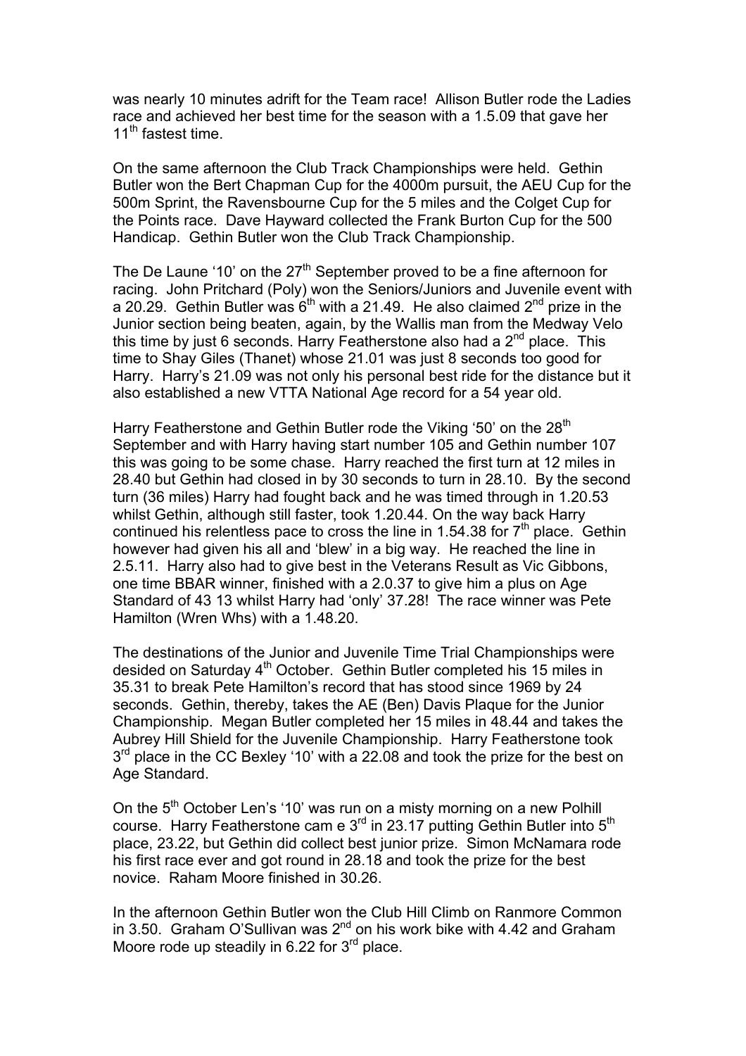was nearly 10 minutes adrift for the Team race! Allison Butler rode the Ladies race and achieved her best time for the season with a 1.5.09 that gave her 11th fastest time.

On the same afternoon the Club Track Championships were held. Gethin Butler won the Bert Chapman Cup for the 4000m pursuit, the AEU Cup for the 500m Sprint, the Ravensbourne Cup for the 5 miles and the Colget Cup for the Points race. Dave Hayward collected the Frank Burton Cup for the 500 Handicap. Gethin Butler won the Club Track Championship.

The De Laune '10' on the 27th September proved to be a fine afternoon for racing. John Pritchard (Poly) won the Seniors/Juniors and Juvenile event with a 20.29. Gethin Butler was 6th with a 21.49. He also claimed 2nd prize in the Junior section being beaten, again, by the Wallis man from the Medway Velo this time by just 6 seconds. Harry Featherstone also had a 2nd place. This time to Shay Giles (Thanet) whose 21.01 was just 8 seconds too good for Harry. Harry's 21.09 was not only his personal best ride for the distance but it also established a new VTTA National Age record for a 54 year old.

Harry Featherstone and Gethin Butler rode the Viking '50' on the 28th September and with Harry having start number 105 and Gethin number 107 this was going to be some chase. Harry reached the first turn at 12 miles in 28.40 but Gethin had closed in by 30 seconds to turn in 28.10. By the second turn (36 miles) Harry had fought back and he was timed through in 1.20.53 whilst Gethin, although still faster, took 1.20.44. On the way back Harry continued his relentless pace to cross the line in 1.54.38 for 7th place. Gethin however had given his all and 'blew' in a big way. He reached the line in 2.5.11. Harry also had to give best in the Veterans Result as Vic Gibbons, one time BBAR winner, finished with a 2.0.37 to give him a plus on Age Standard of 43 13 whilst Harry had 'only' 37.28! The race winner was Pete Hamilton (Wren Whs) with a 1.48.20.

The destinations of the Junior and Juvenile Time Trial Championships were desided on Saturday 4th October. Gethin Butler completed his 15 miles in 35.31 to break Pete Hamilton's record that has stood since 1969 by 24 seconds. Gethin, thereby, takes the AE (Ben) Davis Plaque for the Junior Championship. Megan Butler completed her 15 miles in 48.44 and takes the Aubrey Hill Shield for the Juvenile Championship. Harry Featherstone took 3rd place in the CC Bexley '10' with a 22.08 and took the prize for the best on Age Standard.

On the 5th October Len's '10' was run on a misty morning on a new Polhill course. Harry Featherstone cam e 3rd in 23.17 putting Gethin Butler into 5th place, 23.22, but Gethin did collect best junior prize. Simon McNamara rode his first race ever and got round in 28.18 and took the prize for the best novice. Raham Moore finished in 30.26.

In the afternoon Gethin Butler won the Club Hill Climb on Ranmore Common in 3.50. Graham O'Sullivan was 2nd on his work bike with 4.42 and Graham Moore rode up steadily in 6.22 for 3rd place.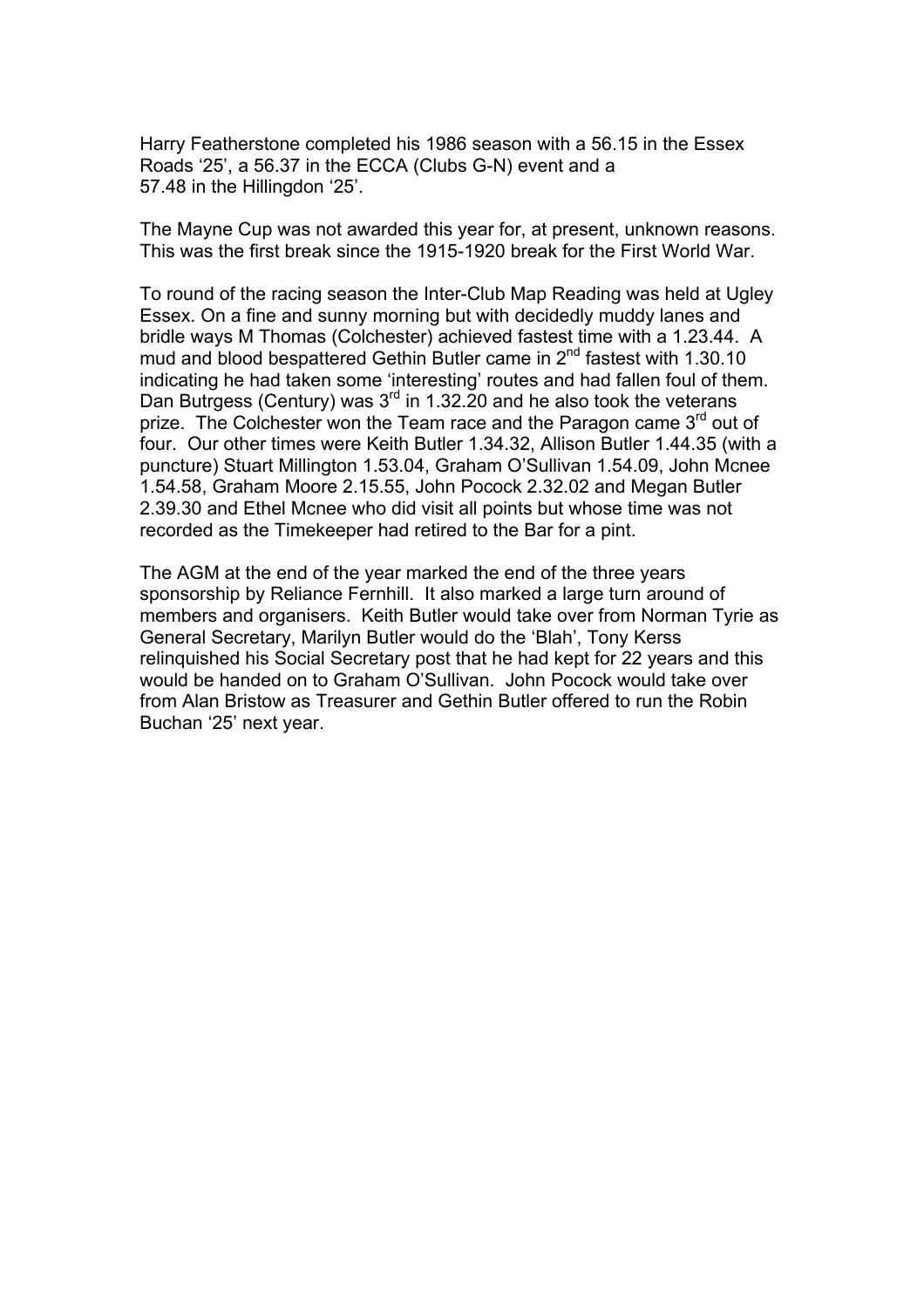Harry Featherstone completed his 1986 season with a 56.15 in the Essex Roads '25', a 56.37 in the ECCA (Clubs G-N) event and a 57.48 in the Hillingdon '25'.

The Mayne Cup was not awarded this year for, at present, unknown reasons. This was the first break since the 1915-1920 break for the First World War.

To round of the racing season the Inter-Club Map Reading was held at Ugley Essex. On a fine and sunny morning but with decidedly muddy lanes and bridle ways M Thomas (Colchester) achieved fastest time with a 1.23.44. A mud and blood bespattered Gethin Butler came in 2nd fastest with 1.30.10 indicating he had taken some 'interesting' routes and had fallen foul of them. Dan Butrgess (Century) was 3rd in 1.32.20 and he also took the veterans prize. The Colchester won the Team race and the Paragon came 3rd out of four. Our other times were Keith Butler 1.34.32, Allison Butler 1.44.35 (with a puncture) Stuart Millington 1.53.04, Graham O'Sullivan 1.54.09, John Mcnee 1.54.58, Graham Moore 2.15.55, John Pocock 2.32.02 and Megan Butler 2.39.30 and Ethel Mcnee who did visit all points but whose time was not recorded as the Timekeeper had retired to the Bar for a pint.

The AGM at the end of the year marked the end of the three years sponsorship by Reliance Fernhill. It also marked a large turn around of members and organisers. Keith Butler would take over from Norman Tyrie as General Secretary, Marilyn Butler would do the 'Blah', Tony Kerss relinquished his Social Secretary post that he had kept for 22 years and this would be handed on to Graham O'Sullivan. John Pocock would take over from Alan Bristow as Treasurer and Gethin Butler offered to run the Robin Buchan '25' next year.